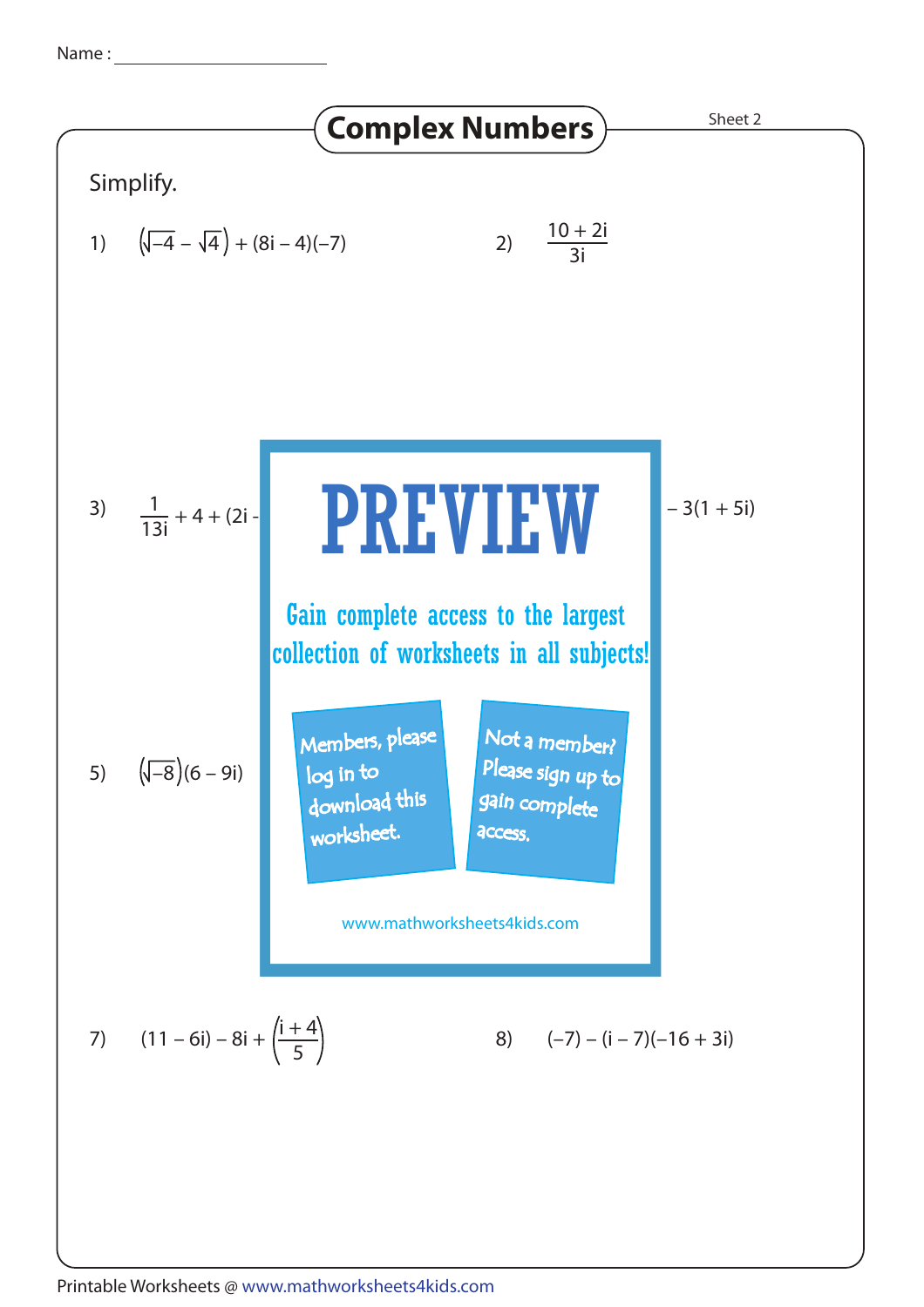Name : ____________________

# Complex Numbers

Sheet 2

Simplify.

1) $\left(\sqrt{-4} - \sqrt{4}\right) + (8i - 4)(-7)$

2) $\dfrac{10 + 2i}{3i}$

3) $\dfrac{1}{13i} + 4 + (2i -$

$- 3(1 + 5i)$

# PREVIEW

Gain complete access to the largest collection of worksheets in all subjects!

Members, please log in to download this worksheet.

Not a member? Please sign up to gain complete access.

www.mathworksheets4kids.com

5) $\left(\sqrt{-8}\right)(6 - 9i)$

7) $(11 - 6i) - 8i + \left(\dfrac{i + 4}{5}\right)$

8) $(-7) - (i - 7)(-16 + 3i)$

Printable Worksheets @ www.mathworksheets4kids.com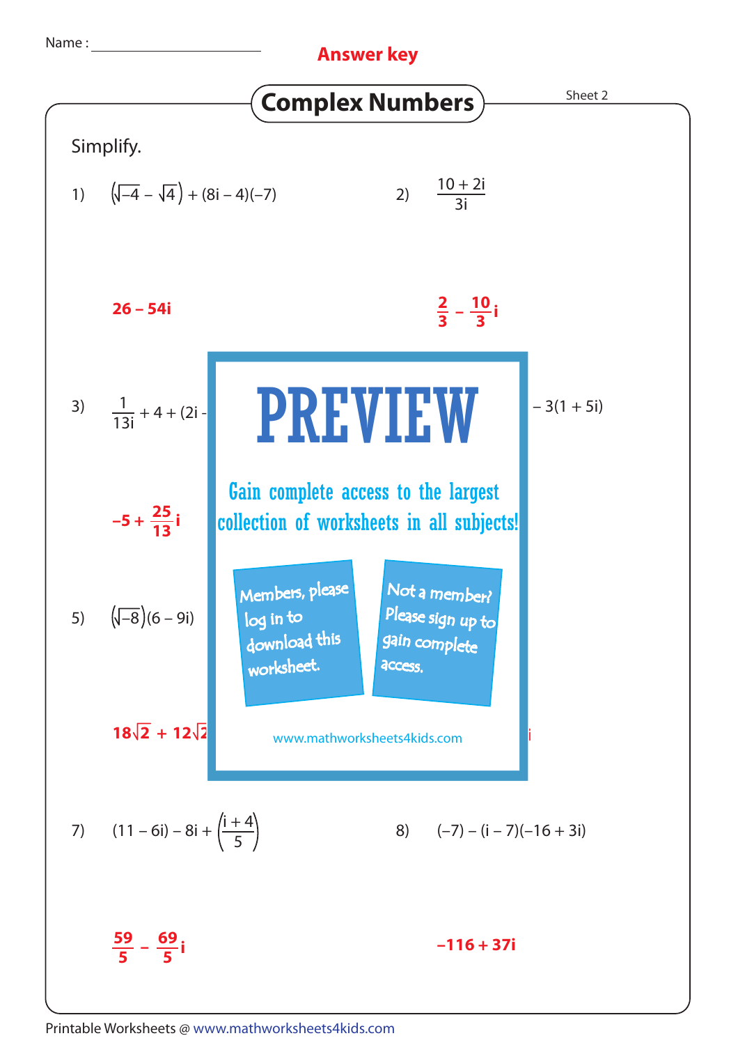Name :

**Answer key**

# Complex Numbers

Sheet 2

Simplify.

1) $\left(\sqrt{-4} - \sqrt{4}\right) + (8i - 4)(-7)$

**$26 - 54i$**

2) $\dfrac{10 + 2i}{3i}$

**$\dfrac{2}{3} - \dfrac{10}{3}i$**

3) $\dfrac{1}{13i} + 4 + (2i$

– 3(1 + 5i)

**$-5 + \dfrac{25}{13}i$**

PREVIEW

Gain complete access to the largest collection of worksheets in all subjects!

Members, please log in to download this worksheet.

Not a member? Please sign up to gain complete access.

www.mathworksheets4kids.com

5) $\left(\sqrt{-8}\right)(6 - 9i)$

**$18\sqrt{2} + 12\sqrt{2}$**

i

7) $(11 - 6i) - 8i + \left(\dfrac{i + 4}{5}\right)$

**$\dfrac{59}{5} - \dfrac{69}{5}i$**

8) $(-7) - (i - 7)(-16 + 3i)$

**$-116 + 37i$**

Printable Worksheets @ www.mathworksheets4kids.com